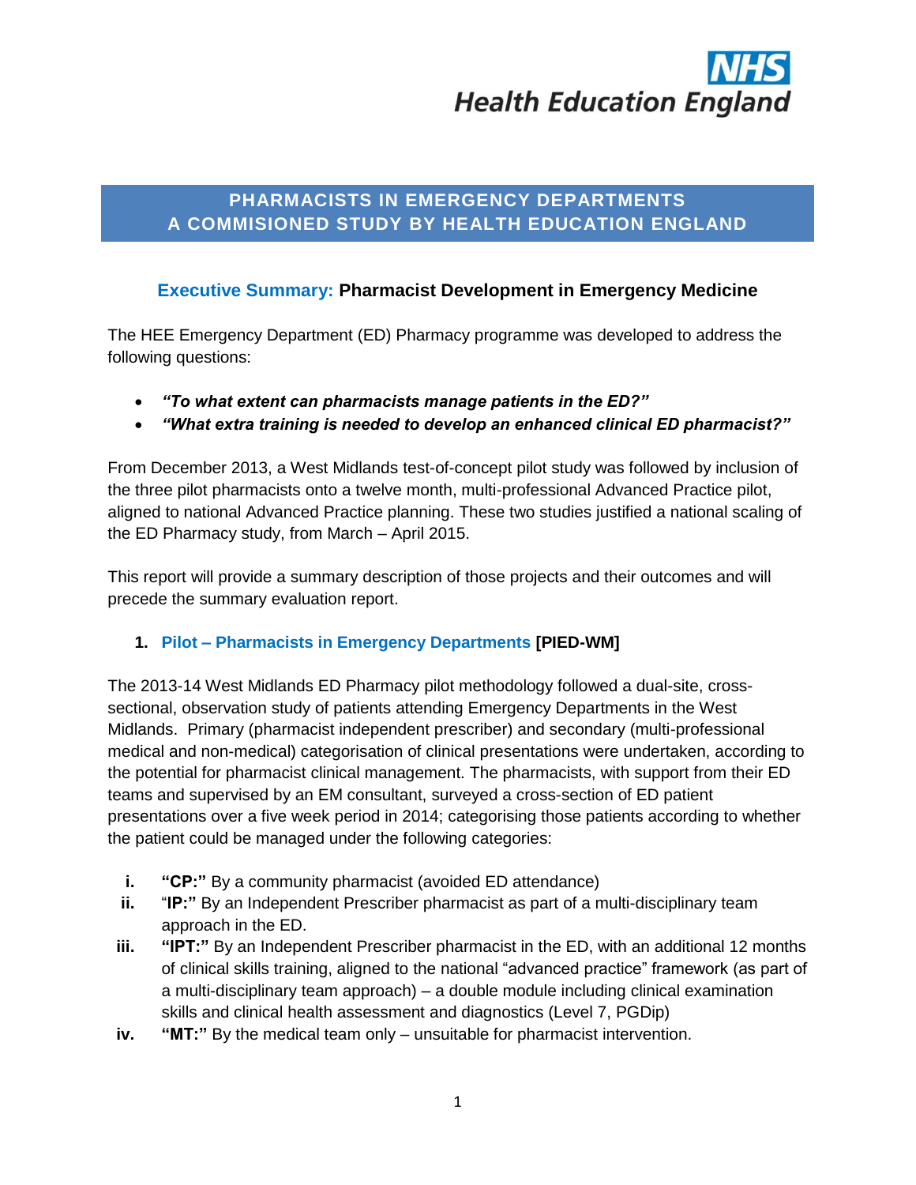NHS Health Education England

# PHARMACISTS IN EMERGENCY DEPARTMENTS
# A COMMISIONED STUDY BY HEALTH EDUCATION ENGLAND

## Executive Summary: Pharmacist Development in Emergency Medicine

The HEE Emergency Department (ED) Pharmacy programme was developed to address the following questions:

- ***"To what extent can pharmacists manage patients in the ED?"***
- ***"What extra training is needed to develop an enhanced clinical ED pharmacist?"***

From December 2013, a West Midlands test-of-concept pilot study was followed by inclusion of the three pilot pharmacists onto a twelve month, multi-professional Advanced Practice pilot, aligned to national Advanced Practice planning. These two studies justified a national scaling of the ED Pharmacy study, from March – April 2015.

This report will provide a summary description of those projects and their outcomes and will precede the summary evaluation report.

### 1. Pilot – Pharmacists in Emergency Departments [PIED-WM]

The 2013-14 West Midlands ED Pharmacy pilot methodology followed a dual-site, cross-sectional, observation study of patients attending Emergency Departments in the West Midlands. Primary (pharmacist independent prescriber) and secondary (multi-professional medical and non-medical) categorisation of clinical presentations were undertaken, according to the potential for pharmacist clinical management. The pharmacists, with support from their ED teams and supervised by an EM consultant, surveyed a cross-section of ED patient presentations over a five week period in 2014; categorising those patients according to whether the patient could be managed under the following categories:

i. **"CP:"** By a community pharmacist (avoided ED attendance)
ii. "**IP:"** By an Independent Prescriber pharmacist as part of a multi-disciplinary team approach in the ED.
iii. **"IPT:"** By an Independent Prescriber pharmacist in the ED, with an additional 12 months of clinical skills training, aligned to the national "advanced practice" framework (as part of a multi-disciplinary team approach) – a double module including clinical examination skills and clinical health assessment and diagnostics (Level 7, PGDip)
iv. **"MT:"** By the medical team only – unsuitable for pharmacist intervention.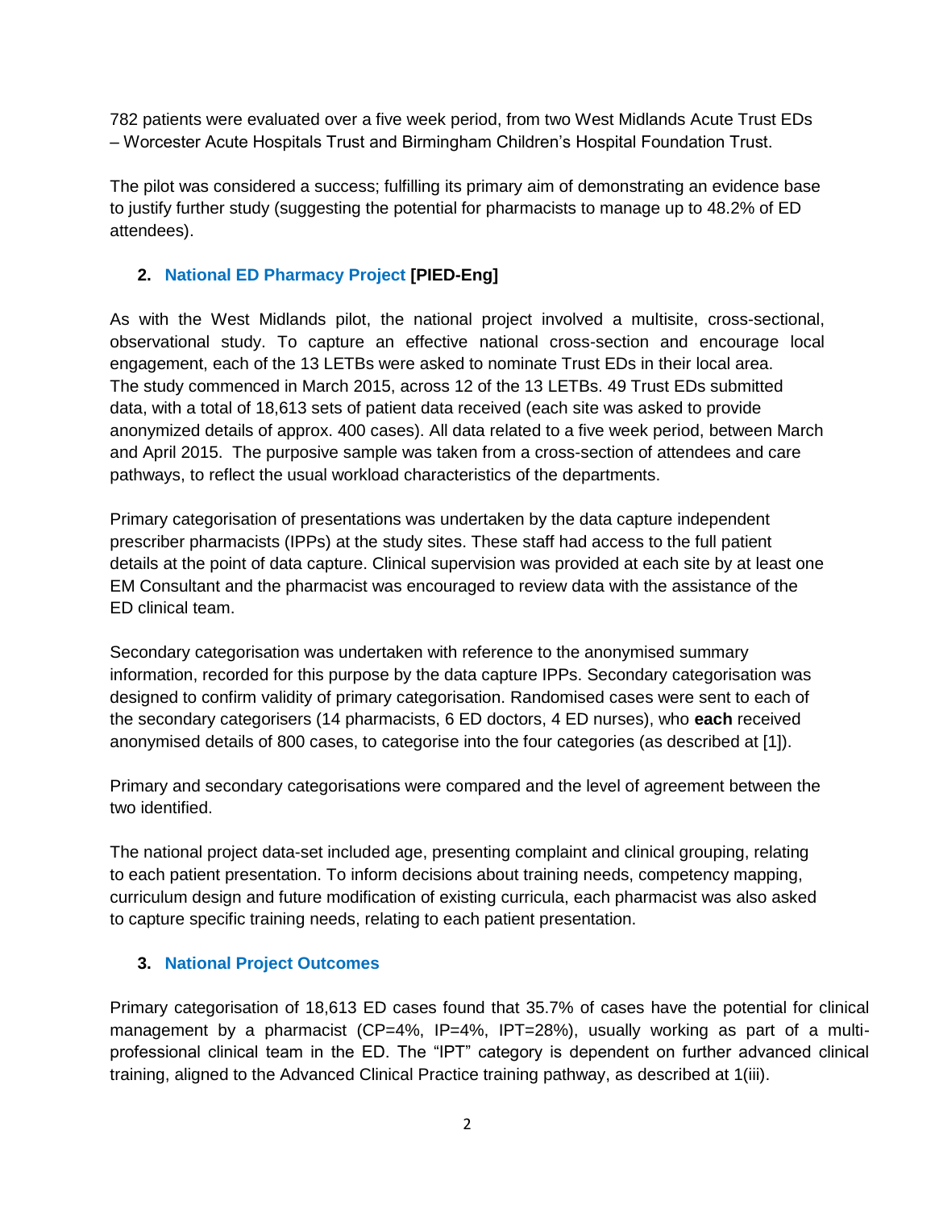782 patients were evaluated over a five week period, from two West Midlands Acute Trust EDs – Worcester Acute Hospitals Trust and Birmingham Children's Hospital Foundation Trust.

The pilot was considered a success; fulfilling its primary aim of demonstrating an evidence base to justify further study (suggesting the potential for pharmacists to manage up to 48.2% of ED attendees).

## 2. National ED Pharmacy Project **[PIED-Eng]**

As with the West Midlands pilot, the national project involved a multisite, cross-sectional, observational study. To capture an effective national cross-section and encourage local engagement, each of the 13 LETBs were asked to nominate Trust EDs in their local area. The study commenced in March 2015, across 12 of the 13 LETBs. 49 Trust EDs submitted data, with a total of 18,613 sets of patient data received (each site was asked to provide anonymized details of approx. 400 cases). All data related to a five week period, between March and April 2015. The purposive sample was taken from a cross-section of attendees and care pathways, to reflect the usual workload characteristics of the departments.

Primary categorisation of presentations was undertaken by the data capture independent prescriber pharmacists (IPPs) at the study sites. These staff had access to the full patient details at the point of data capture. Clinical supervision was provided at each site by at least one EM Consultant and the pharmacist was encouraged to review data with the assistance of the ED clinical team.

Secondary categorisation was undertaken with reference to the anonymised summary information, recorded for this purpose by the data capture IPPs. Secondary categorisation was designed to confirm validity of primary categorisation. Randomised cases were sent to each of the secondary categorisers (14 pharmacists, 6 ED doctors, 4 ED nurses), who **each** received anonymised details of 800 cases, to categorise into the four categories (as described at [1]).

Primary and secondary categorisations were compared and the level of agreement between the two identified.

The national project data-set included age, presenting complaint and clinical grouping, relating to each patient presentation. To inform decisions about training needs, competency mapping, curriculum design and future modification of existing curricula, each pharmacist was also asked to capture specific training needs, relating to each patient presentation.

## 3. National Project Outcomes

Primary categorisation of 18,613 ED cases found that 35.7% of cases have the potential for clinical management by a pharmacist (CP=4%, IP=4%, IPT=28%), usually working as part of a multi-professional clinical team in the ED. The "IPT" category is dependent on further advanced clinical training, aligned to the Advanced Clinical Practice training pathway, as described at 1(iii).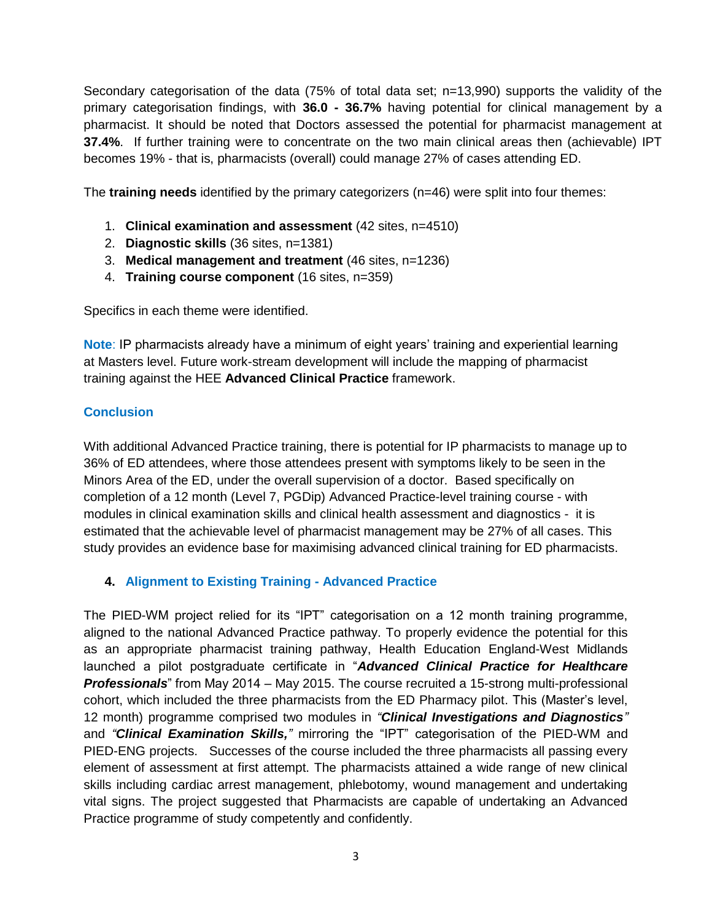Secondary categorisation of the data (75% of total data set; n=13,990) supports the validity of the primary categorisation findings, with **36.0 - 36.7%** having potential for clinical management by a pharmacist. It should be noted that Doctors assessed the potential for pharmacist management at **37.4%**. If further training were to concentrate on the two main clinical areas then (achievable) IPT becomes 19% - that is, pharmacists (overall) could manage 27% of cases attending ED.

The **training needs** identified by the primary categorizers (n=46) were split into four themes:

1. **Clinical examination and assessment** (42 sites, n=4510)
2. **Diagnostic skills** (36 sites, n=1381)
3. **Medical management and treatment** (46 sites, n=1236)
4. **Training course component** (16 sites, n=359)

Specifics in each theme were identified.

**Note**: IP pharmacists already have a minimum of eight years' training and experiential learning at Masters level. Future work-stream development will include the mapping of pharmacist training against the HEE **Advanced Clinical Practice** framework.

### Conclusion

With additional Advanced Practice training, there is potential for IP pharmacists to manage up to 36% of ED attendees, where those attendees present with symptoms likely to be seen in the Minors Area of the ED, under the overall supervision of a doctor. Based specifically on completion of a 12 month (Level 7, PGDip) Advanced Practice-level training course - with modules in clinical examination skills and clinical health assessment and diagnostics - it is estimated that the achievable level of pharmacist management may be 27% of all cases. This study provides an evidence base for maximising advanced clinical training for ED pharmacists.

## 4. Alignment to Existing Training - Advanced Practice

The PIED-WM project relied for its "IPT" categorisation on a 12 month training programme, aligned to the national Advanced Practice pathway. To properly evidence the potential for this as an appropriate pharmacist training pathway, Health Education England-West Midlands launched a pilot postgraduate certificate in "***Advanced Clinical Practice for Healthcare Professionals***" from May 2014 – May 2015. The course recruited a 15-strong multi-professional cohort, which included the three pharmacists from the ED Pharmacy pilot. This (Master's level, 12 month) programme comprised two modules in *"**Clinical Investigations and Diagnostics**"* and *"**Clinical Examination Skills,**"* mirroring the "IPT" categorisation of the PIED-WM and PIED-ENG projects. Successes of the course included the three pharmacists all passing every element of assessment at first attempt. The pharmacists attained a wide range of new clinical skills including cardiac arrest management, phlebotomy, wound management and undertaking vital signs. The project suggested that Pharmacists are capable of undertaking an Advanced Practice programme of study competently and confidently.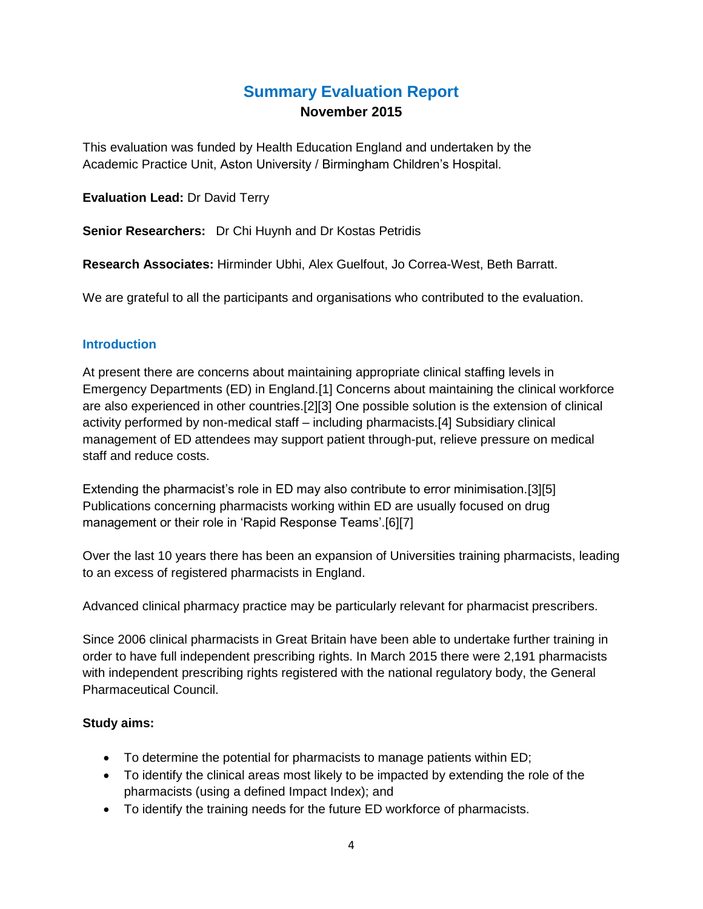# Summary Evaluation Report

**November 2015**

This evaluation was funded by Health Education England and undertaken by the Academic Practice Unit, Aston University / Birmingham Children's Hospital.

**Evaluation Lead:** Dr David Terry

**Senior Researchers:** Dr Chi Huynh and Dr Kostas Petridis

**Research Associates:** Hirminder Ubhi, Alex Guelfout, Jo Correa-West, Beth Barratt.

We are grateful to all the participants and organisations who contributed to the evaluation.

## Introduction

At present there are concerns about maintaining appropriate clinical staffing levels in Emergency Departments (ED) in England.[1] Concerns about maintaining the clinical workforce are also experienced in other countries.[2][3] One possible solution is the extension of clinical activity performed by non-medical staff – including pharmacists.[4] Subsidiary clinical management of ED attendees may support patient through-put, relieve pressure on medical staff and reduce costs.

Extending the pharmacist's role in ED may also contribute to error minimisation.[3][5] Publications concerning pharmacists working within ED are usually focused on drug management or their role in 'Rapid Response Teams'.[6][7]

Over the last 10 years there has been an expansion of Universities training pharmacists, leading to an excess of registered pharmacists in England.

Advanced clinical pharmacy practice may be particularly relevant for pharmacist prescribers.

Since 2006 clinical pharmacists in Great Britain have been able to undertake further training in order to have full independent prescribing rights. In March 2015 there were 2,191 pharmacists with independent prescribing rights registered with the national regulatory body, the General Pharmaceutical Council.

**Study aims:**

- To determine the potential for pharmacists to manage patients within ED;
- To identify the clinical areas most likely to be impacted by extending the role of the pharmacists (using a defined Impact Index); and
- To identify the training needs for the future ED workforce of pharmacists.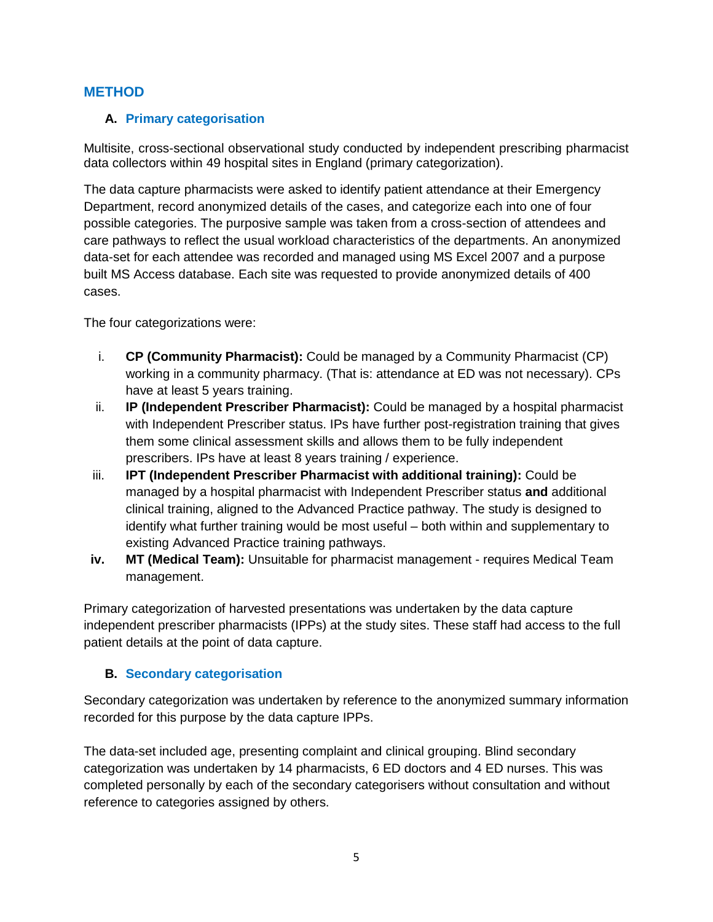## METHOD

### A. Primary categorisation

Multisite, cross-sectional observational study conducted by independent prescribing pharmacist data collectors within 49 hospital sites in England (primary categorization).

The data capture pharmacists were asked to identify patient attendance at their Emergency Department, record anonymized details of the cases, and categorize each into one of four possible categories. The purposive sample was taken from a cross-section of attendees and care pathways to reflect the usual workload characteristics of the departments. An anonymized data-set for each attendee was recorded and managed using MS Excel 2007 and a purpose built MS Access database. Each site was requested to provide anonymized details of 400 cases.

The four categorizations were:

i. **CP (Community Pharmacist):** Could be managed by a Community Pharmacist (CP) working in a community pharmacy. (That is: attendance at ED was not necessary). CPs have at least 5 years training.

ii. **IP (Independent Prescriber Pharmacist):** Could be managed by a hospital pharmacist with Independent Prescriber status. IPs have further post-registration training that gives them some clinical assessment skills and allows them to be fully independent prescribers. IPs have at least 8 years training / experience.

iii. **IPT (Independent Prescriber Pharmacist with additional training):** Could be managed by a hospital pharmacist with Independent Prescriber status **and** additional clinical training, aligned to the Advanced Practice pathway. The study is designed to identify what further training would be most useful – both within and supplementary to existing Advanced Practice training pathways.

**iv.** **MT (Medical Team):** Unsuitable for pharmacist management - requires Medical Team management.

Primary categorization of harvested presentations was undertaken by the data capture independent prescriber pharmacists (IPPs) at the study sites. These staff had access to the full patient details at the point of data capture.

### B. Secondary categorisation

Secondary categorization was undertaken by reference to the anonymized summary information recorded for this purpose by the data capture IPPs.

The data-set included age, presenting complaint and clinical grouping. Blind secondary categorization was undertaken by 14 pharmacists, 6 ED doctors and 4 ED nurses. This was completed personally by each of the secondary categorisers without consultation and without reference to categories assigned by others.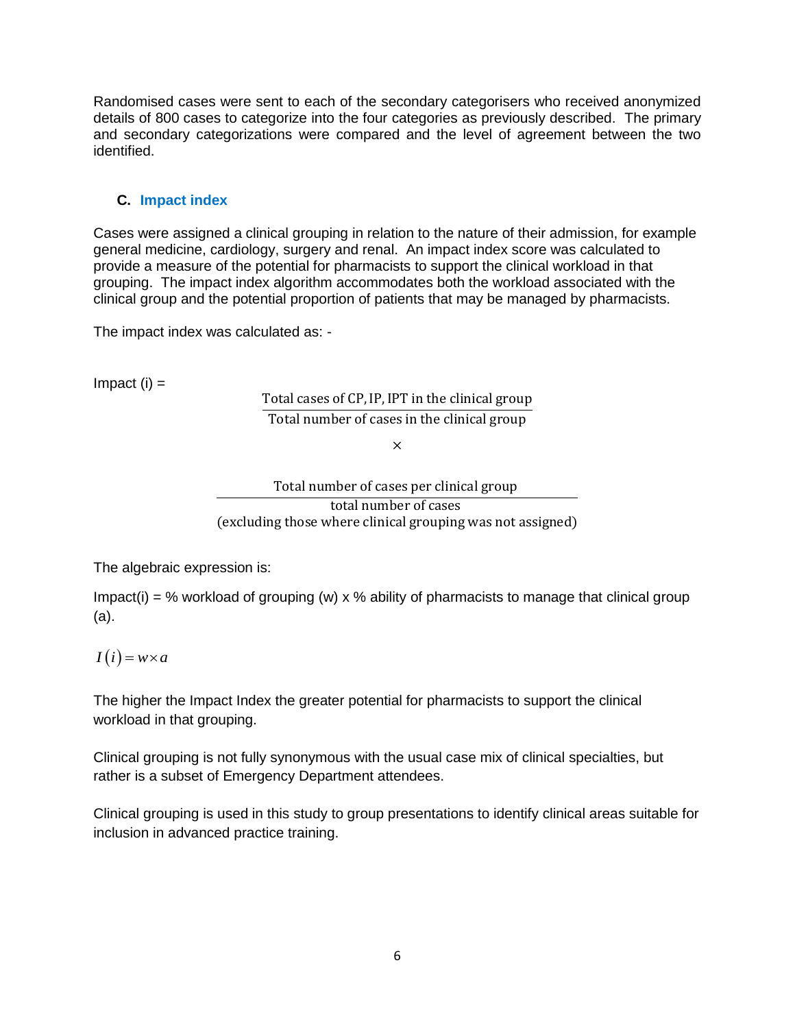Randomised cases were sent to each of the secondary categorisers who received anonymized details of 800 cases to categorize into the four categories as previously described. The primary and secondary categorizations were compared and the level of agreement between the two identified.

### C. Impact index

Cases were assigned a clinical grouping in relation to the nature of their admission, for example general medicine, cardiology, surgery and renal. An impact index score was calculated to provide a measure of the potential for pharmacists to support the clinical workload in that grouping. The impact index algorithm accommodates both the workload associated with the clinical group and the potential proportion of patients that may be managed by pharmacists.

The impact index was calculated as: -

Impact (i) =

$$\frac{\text{Total cases of CP, IP, IPT in the clinical group}}{\text{Total number of cases in the clinical group}} \times \frac{\text{Total number of cases per clinical group}}{\begin{array}{c}\text{total number of cases} \\ \text{(excluding those where clinical grouping was not assigned)}\end{array}}$$

The algebraic expression is:

Impact(i) = % workload of grouping (w) x % ability of pharmacists to manage that clinical group (a).

$$I(i) = w \times a$$

The higher the Impact Index the greater potential for pharmacists to support the clinical workload in that grouping.

Clinical grouping is not fully synonymous with the usual case mix of clinical specialties, but rather is a subset of Emergency Department attendees.

Clinical grouping is used in this study to group presentations to identify clinical areas suitable for inclusion in advanced practice training.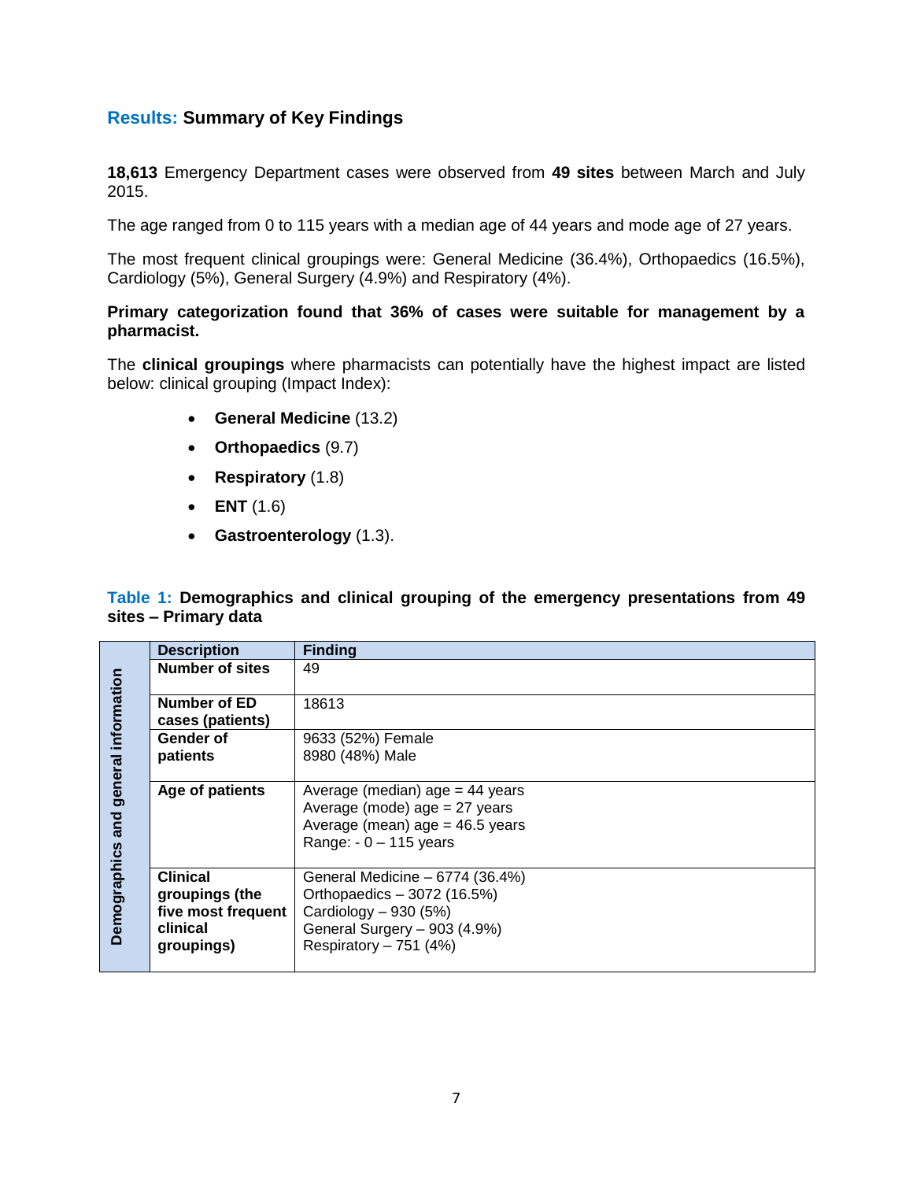## Results: Summary of Key Findings

**18,613** Emergency Department cases were observed from **49 sites** between March and July 2015.

The age ranged from 0 to 115 years with a median age of 44 years and mode age of 27 years.

The most frequent clinical groupings were: General Medicine (36.4%), Orthopaedics (16.5%), Cardiology (5%), General Surgery (4.9%) and Respiratory (4%).

**Primary categorization found that 36% of cases were suitable for management by a pharmacist.**

The **clinical groupings** where pharmacists can potentially have the highest impact are listed below: clinical grouping (Impact Index):

- **General Medicine** (13.2)
- **Orthopaedics** (9.7)
- **Respiratory** (1.8)
- **ENT** (1.6)
- **Gastroenterology** (1.3).

**Table 1: Demographics and clinical grouping of the emergency presentations from 49 sites – Primary data**

| | Description | Finding |
|---|---|---|
| **Demographics and general information** | **Number of sites** | 49 |
| | **Number of ED cases (patients)** | 18613 |
| | **Gender of patients** | 9633 (52%) Female<br>8980 (48%) Male |
| | **Age of patients** | Average (median) age = 44 years<br>Average (mode) age = 27 years<br>Average (mean) age = 46.5 years<br>Range: - 0 – 115 years |
| | **Clinical groupings (the five most frequent clinical groupings)** | General Medicine – 6774 (36.4%)<br>Orthopaedics – 3072 (16.5%)<br>Cardiology – 930 (5%)<br>General Surgery – 903 (4.9%)<br>Respiratory – 751 (4%) |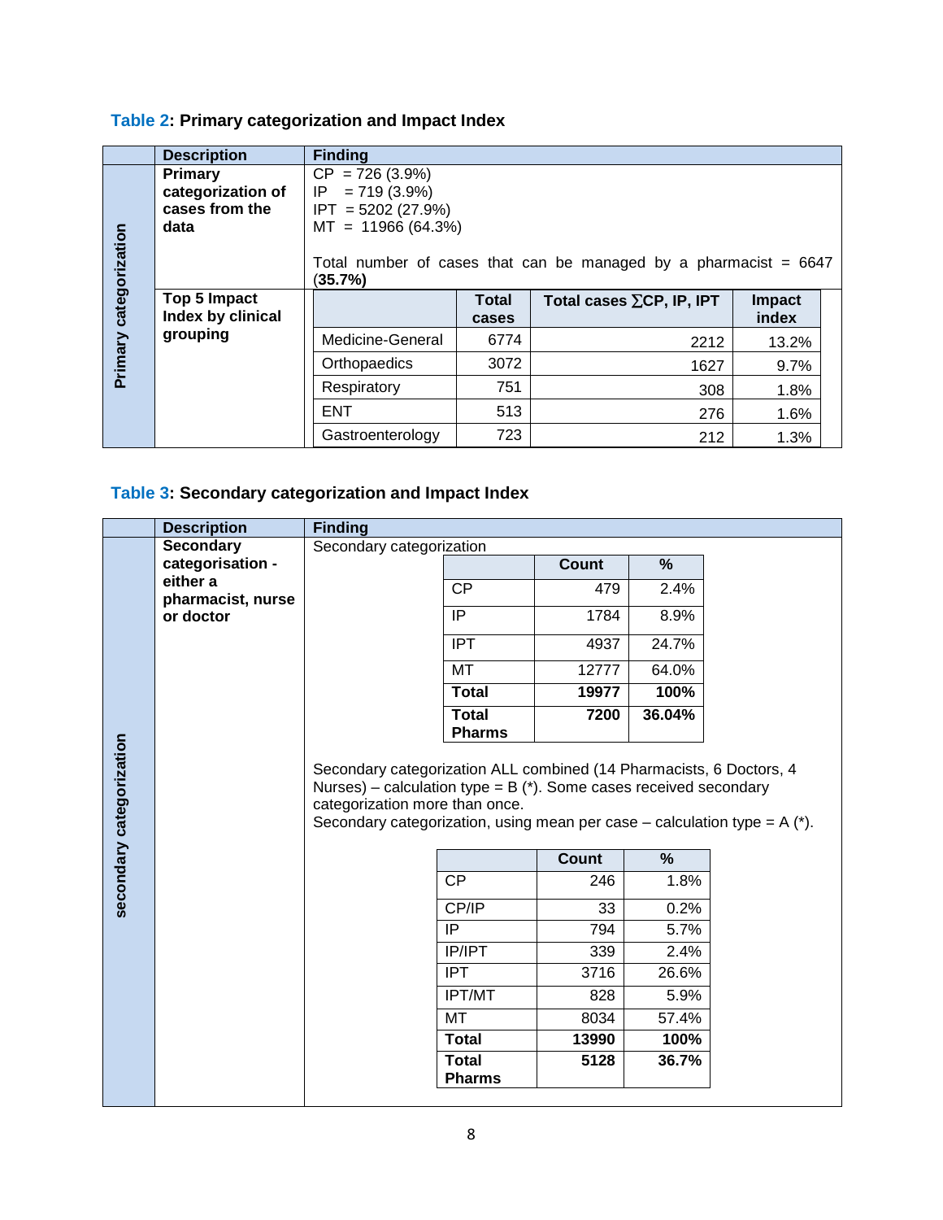**Table 2: Primary categorization and Impact Index**

| | Description | Finding |
|---|---|---|
| Primary categorization | **Primary categorization of cases from the data** | CP = 726 (3.9%)<br>IP = 719 (3.9%)<br>IPT = 5202 (27.9%)<br>MT = 11966 (64.3%)<br><br>Total number of cases that can be managed by a pharmacist = 6647 (**35.7%**) |
| | **Top 5 Impact Index by clinical grouping** | (see below) |

| | Total cases | Total cases ∑CP, IP, IPT | Impact index |
|---|---|---|---|
| Medicine-General | 6774 | 2212 | 13.2% |
| Orthopaedics | 3072 | 1627 | 9.7% |
| Respiratory | 751 | 308 | 1.8% |
| ENT | 513 | 276 | 1.6% |
| Gastroenterology | 723 | 212 | 1.3% |

**Table 3: Secondary categorization and Impact Index**

| | Description | Finding |
|---|---|---|
| secondary categorization | **Secondary categorisation - either a pharmacist, nurse or doctor** | Secondary categorization (see below) |

Secondary categorization

| | Count | % |
|---|---|---|
| CP | 479 | 2.4% |
| IP | 1784 | 8.9% |
| IPT | 4937 | 24.7% |
| MT | 12777 | 64.0% |
| **Total** | **19977** | **100%** |
| **Total Pharms** | **7200** | **36.04%** |

Secondary categorization ALL combined (14 Pharmacists, 6 Doctors, 4 Nurses) – calculation type = B (*). Some cases received secondary categorization more than once.
Secondary categorization, using mean per case – calculation type = A (*).

| | Count | % |
|---|---|---|
| CP | 246 | 1.8% |
| CP/IP | 33 | 0.2% |
| IP | 794 | 5.7% |
| IP/IPT | 339 | 2.4% |
| IPT | 3716 | 26.6% |
| IPT/MT | 828 | 5.9% |
| MT | 8034 | 57.4% |
| **Total** | **13990** | **100%** |
| **Total Pharms** | **5128** | **36.7%** |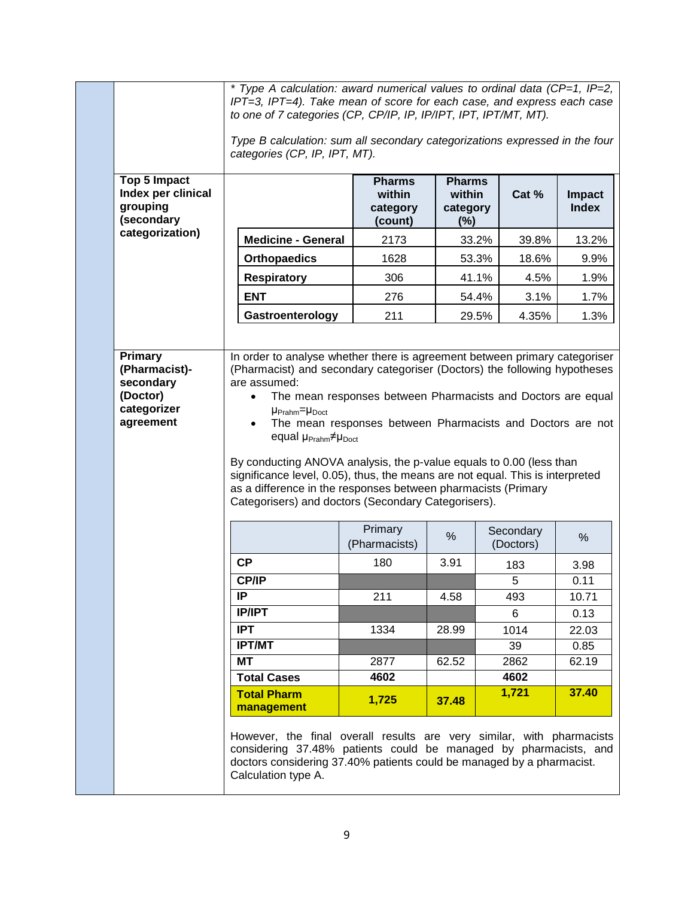*\* Type A calculation: award numerical values to ordinal data (CP=1, IP=2, IPT=3, IPT=4). Take mean of score for each case, and express each case to one of 7 categories (CP, CP/IP, IP, IP/IPT, IPT, IPT/MT, MT).*

*Type B calculation: sum all secondary categorizations expressed in the four categories (CP, IP, IPT, MT).*

**Top 5 Impact Index per clinical grouping (secondary categorization)**

| | Pharms within category (count) | Pharms within category (%) | Cat % | Impact Index |
|---|---|---|---|---|
| **Medicine - General** | 2173 | 33.2% | 39.8% | 13.2% |
| **Orthopaedics** | 1628 | 53.3% | 18.6% | 9.9% |
| **Respiratory** | 306 | 41.1% | 4.5% | 1.9% |
| **ENT** | 276 | 54.4% | 3.1% | 1.7% |
| **Gastroenterology** | 211 | 29.5% | 4.35% | 1.3% |

**Primary (Pharmacist)-secondary (Doctor) categorizer agreement**

In order to analyse whether there is agreement between primary categoriser (Pharmacist) and secondary categoriser (Doctors) the following hypotheses are assumed:

- The mean responses between Pharmacists and Doctors are equal $\mu_{Prahm}=\mu_{Doct}$
- The mean responses between Pharmacists and Doctors are not equal $\mu_{Prahm}\neq\mu_{Doct}$

By conducting ANOVA analysis, the p-value equals to 0.00 (less than significance level, 0.05), thus, the means are not equal. This is interpreted as a difference in the responses between pharmacists (Primary Categorisers) and doctors (Secondary Categorisers).

| | Primary (Pharmacists) | % | Secondary (Doctors) | % |
|---|---|---|---|---|
| **CP** | 180 | 3.91 | 183 | 3.98 |
| **CP/IP** | | | 5 | 0.11 |
| **IP** | 211 | 4.58 | 493 | 10.71 |
| **IP/IPT** | | | 6 | 0.13 |
| **IPT** | 1334 | 28.99 | 1014 | 22.03 |
| **IPT/MT** | | | 39 | 0.85 |
| **MT** | 2877 | 62.52 | 2862 | 62.19 |
| **Total Cases** | **4602** | | **4602** | |
| **Total Pharm management** | **1,725** | **37.48** | **1,721** | **37.40** |

However, the final overall results are very similar, with pharmacists considering 37.48% patients could be managed by pharmacists, and doctors considering 37.40% patients could be managed by a pharmacist. Calculation type A.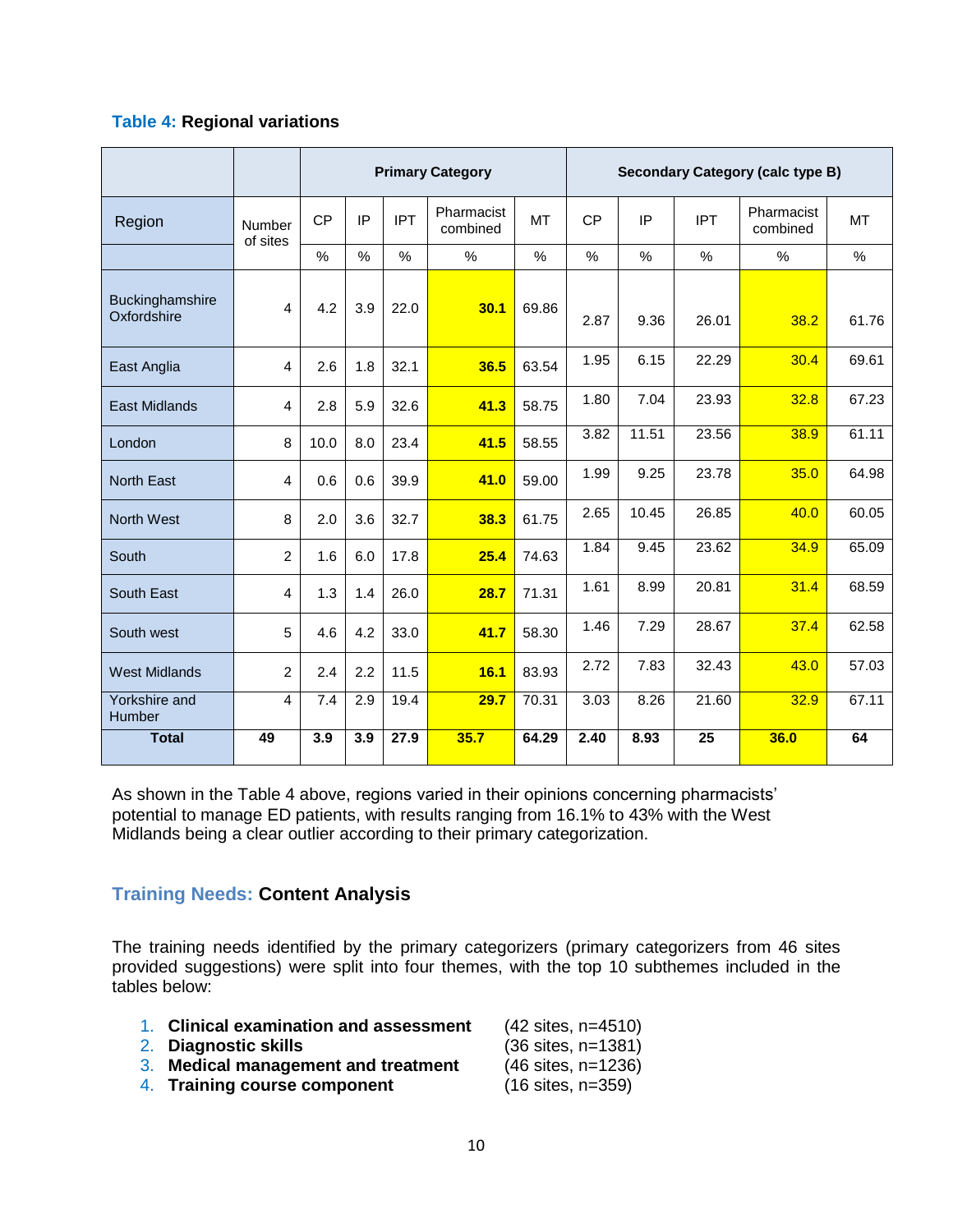**Table 4:** **Regional variations**

| Region | Number of sites | Primary Category | | | | | Secondary Category (calc type B) | | | | |
|---|---|---|---|---|---|---|---|---|---|---|---|
| | | CP | IP | IPT | Pharmacist combined | MT | CP | IP | IPT | Pharmacist combined | MT |
| | | % | % | % | % | % | % | % | % | % | % |
| Buckinghamshire Oxfordshire | 4 | 4.2 | 3.9 | 22.0 | **30.1** | 69.86 | 2.87 | 9.36 | 26.01 | 38.2 | 61.76 |
| East Anglia | 4 | 2.6 | 1.8 | 32.1 | **36.5** | 63.54 | 1.95 | 6.15 | 22.29 | 30.4 | 69.61 |
| East Midlands | 4 | 2.8 | 5.9 | 32.6 | **41.3** | 58.75 | 1.80 | 7.04 | 23.93 | 32.8 | 67.23 |
| London | 8 | 10.0 | 8.0 | 23.4 | **41.5** | 58.55 | 3.82 | 11.51 | 23.56 | 38.9 | 61.11 |
| North East | 4 | 0.6 | 0.6 | 39.9 | **41.0** | 59.00 | 1.99 | 9.25 | 23.78 | 35.0 | 64.98 |
| North West | 8 | 2.0 | 3.6 | 32.7 | **38.3** | 61.75 | 2.65 | 10.45 | 26.85 | 40.0 | 60.05 |
| South | 2 | 1.6 | 6.0 | 17.8 | **25.4** | 74.63 | 1.84 | 9.45 | 23.62 | 34.9 | 65.09 |
| South East | 4 | 1.3 | 1.4 | 26.0 | **28.7** | 71.31 | 1.61 | 8.99 | 20.81 | 31.4 | 68.59 |
| South west | 5 | 4.6 | 4.2 | 33.0 | **41.7** | 58.30 | 1.46 | 7.29 | 28.67 | 37.4 | 62.58 |
| West Midlands | 2 | 2.4 | 2.2 | 11.5 | **16.1** | 83.93 | 2.72 | 7.83 | 32.43 | 43.0 | 57.03 |
| Yorkshire and Humber | 4 | 7.4 | 2.9 | 19.4 | **29.7** | 70.31 | 3.03 | 8.26 | 21.60 | 32.9 | 67.11 |
| **Total** | **49** | **3.9** | **3.9** | **27.9** | **35.7** | **64.29** | **2.40** | **8.93** | **25** | **36.0** | **64** |

As shown in the Table 4 above, regions varied in their opinions concerning pharmacists' potential to manage ED patients, with results ranging from 16.1% to 43% with the West Midlands being a clear outlier according to their primary categorization.

## Training Needs: Content Analysis

The training needs identified by the primary categorizers (primary categorizers from 46 sites provided suggestions) were split into four themes, with the top 10 subthemes included in the tables below:

1. **Clinical examination and assessment** (42 sites, n=4510)
2. **Diagnostic skills** (36 sites, n=1381)
3. **Medical management and treatment** (46 sites, n=1236)
4. **Training course component** (16 sites, n=359)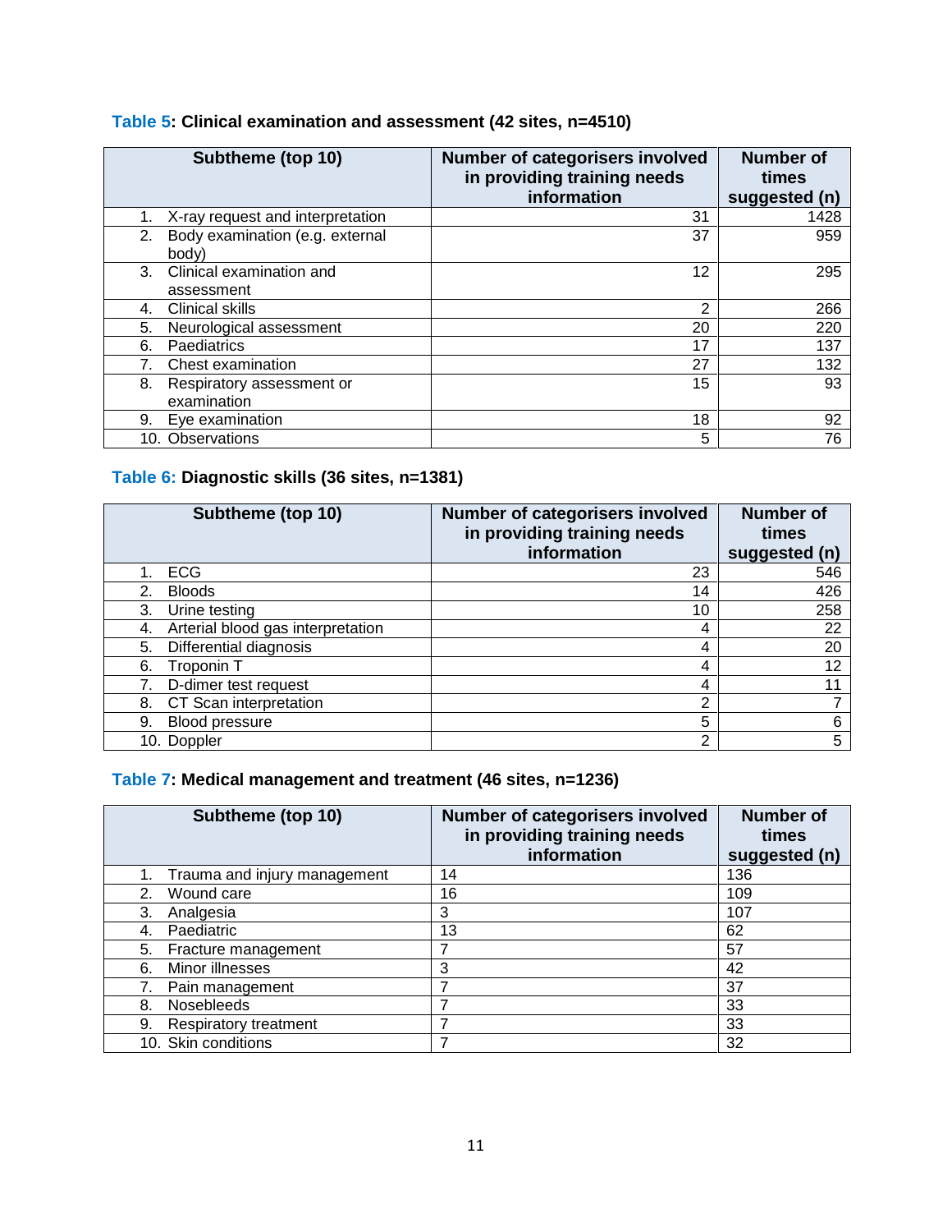**Table 5: Clinical examination and assessment (42 sites, n=4510)**

| Subtheme (top 10) | Number of categorisers involved in providing training needs information | Number of times suggested (n) |
|---|---|---|
| 1. X-ray request and interpretation | 31 | 1428 |
| 2. Body examination (e.g. external body) | 37 | 959 |
| 3. Clinical examination and assessment | 12 | 295 |
| 4. Clinical skills | 2 | 266 |
| 5. Neurological assessment | 20 | 220 |
| 6. Paediatrics | 17 | 137 |
| 7. Chest examination | 27 | 132 |
| 8. Respiratory assessment or examination | 15 | 93 |
| 9. Eye examination | 18 | 92 |
| 10. Observations | 5 | 76 |

**Table 6: Diagnostic skills (36 sites, n=1381)**

| Subtheme (top 10) | Number of categorisers involved in providing training needs information | Number of times suggested (n) |
|---|---|---|
| 1. ECG | 23 | 546 |
| 2. Bloods | 14 | 426 |
| 3. Urine testing | 10 | 258 |
| 4. Arterial blood gas interpretation | 4 | 22 |
| 5. Differential diagnosis | 4 | 20 |
| 6. Troponin T | 4 | 12 |
| 7. D-dimer test request | 4 | 11 |
| 8. CT Scan interpretation | 2 | 7 |
| 9. Blood pressure | 5 | 6 |
| 10. Doppler | 2 | 5 |

**Table 7: Medical management and treatment (46 sites, n=1236)**

| Subtheme (top 10) | Number of categorisers involved in providing training needs information | Number of times suggested (n) |
|---|---|---|
| 1. Trauma and injury management | 14 | 136 |
| 2. Wound care | 16 | 109 |
| 3. Analgesia | 3 | 107 |
| 4. Paediatric | 13 | 62 |
| 5. Fracture management | 7 | 57 |
| 6. Minor illnesses | 3 | 42 |
| 7. Pain management | 7 | 37 |
| 8. Nosebleeds | 7 | 33 |
| 9. Respiratory treatment | 7 | 33 |
| 10. Skin conditions | 7 | 32 |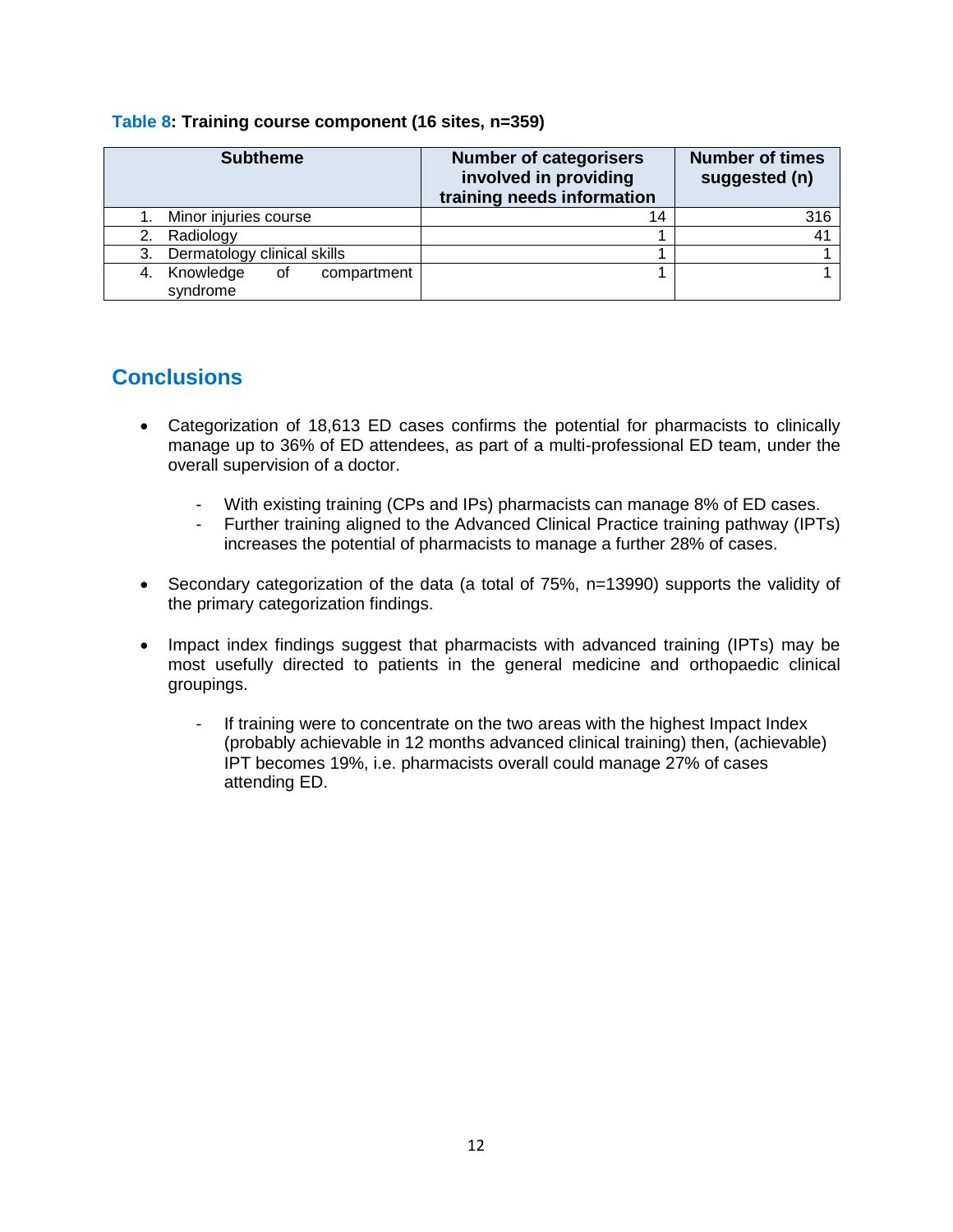**Table 8: Training course component (16 sites, n=359)**

| Subtheme | Number of categorisers involved in providing training needs information | Number of times suggested (n) |
|---|---|---|
| 1. Minor injuries course | 14 | 316 |
| 2. Radiology | 1 | 41 |
| 3. Dermatology clinical skills | 1 | 1 |
| 4. Knowledge of compartment syndrome | 1 | 1 |

## Conclusions

- Categorization of 18,613 ED cases confirms the potential for pharmacists to clinically manage up to 36% of ED attendees, as part of a multi-professional ED team, under the overall supervision of a doctor.
    - With existing training (CPs and IPs) pharmacists can manage 8% of ED cases.
    - Further training aligned to the Advanced Clinical Practice training pathway (IPTs) increases the potential of pharmacists to manage a further 28% of cases.
- Secondary categorization of the data (a total of 75%, n=13990) supports the validity of the primary categorization findings.
- Impact index findings suggest that pharmacists with advanced training (IPTs) may be most usefully directed to patients in the general medicine and orthopaedic clinical groupings.
    - If training were to concentrate on the two areas with the highest Impact Index (probably achievable in 12 months advanced clinical training) then, (achievable) IPT becomes 19%, i.e. pharmacists overall could manage 27% of cases attending ED.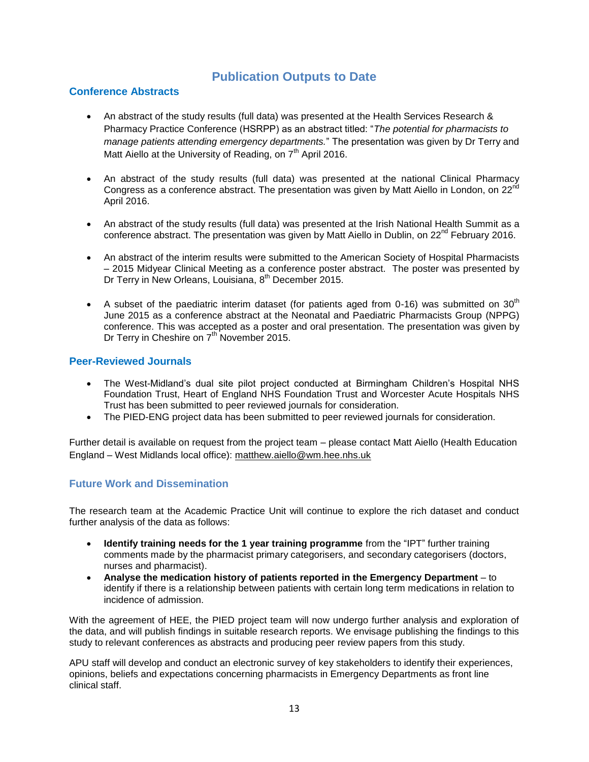# Publication Outputs to Date

## Conference Abstracts

- An abstract of the study results (full data) was presented at the Health Services Research & Pharmacy Practice Conference (HSRPP) as an abstract titled: "*The potential for pharmacists to manage patients attending emergency departments.*" The presentation was given by Dr Terry and Matt Aiello at the University of Reading, on 7th April 2016.

- An abstract of the study results (full data) was presented at the national Clinical Pharmacy Congress as a conference abstract. The presentation was given by Matt Aiello in London, on 22nd April 2016.

- An abstract of the study results (full data) was presented at the Irish National Health Summit as a conference abstract. The presentation was given by Matt Aiello in Dublin, on 22nd February 2016.

- An abstract of the interim results were submitted to the American Society of Hospital Pharmacists – 2015 Midyear Clinical Meeting as a conference poster abstract. The poster was presented by Dr Terry in New Orleans, Louisiana, 8th December 2015.

- A subset of the paediatric interim dataset (for patients aged from 0-16) was submitted on 30th June 2015 as a conference abstract at the Neonatal and Paediatric Pharmacists Group (NPPG) conference. This was accepted as a poster and oral presentation. The presentation was given by Dr Terry in Cheshire on 7th November 2015.

## Peer-Reviewed Journals

- The West-Midland's dual site pilot project conducted at Birmingham Children's Hospital NHS Foundation Trust, Heart of England NHS Foundation Trust and Worcester Acute Hospitals NHS Trust has been submitted to peer reviewed journals for consideration.
- The PIED-ENG project data has been submitted to peer reviewed journals for consideration.

Further detail is available on request from the project team – please contact Matt Aiello (Health Education England – West Midlands local office): matthew.aiello@wm.hee.nhs.uk

## Future Work and Dissemination

The research team at the Academic Practice Unit will continue to explore the rich dataset and conduct further analysis of the data as follows:

- **Identify training needs for the 1 year training programme** from the "IPT" further training comments made by the pharmacist primary categorisers, and secondary categorisers (doctors, nurses and pharmacist).
- **Analyse the medication history of patients reported in the Emergency Department** – to identify if there is a relationship between patients with certain long term medications in relation to incidence of admission.

With the agreement of HEE, the PIED project team will now undergo further analysis and exploration of the data, and will publish findings in suitable research reports. We envisage publishing the findings to this study to relevant conferences as abstracts and producing peer review papers from this study.

APU staff will develop and conduct an electronic survey of key stakeholders to identify their experiences, opinions, beliefs and expectations concerning pharmacists in Emergency Departments as front line clinical staff.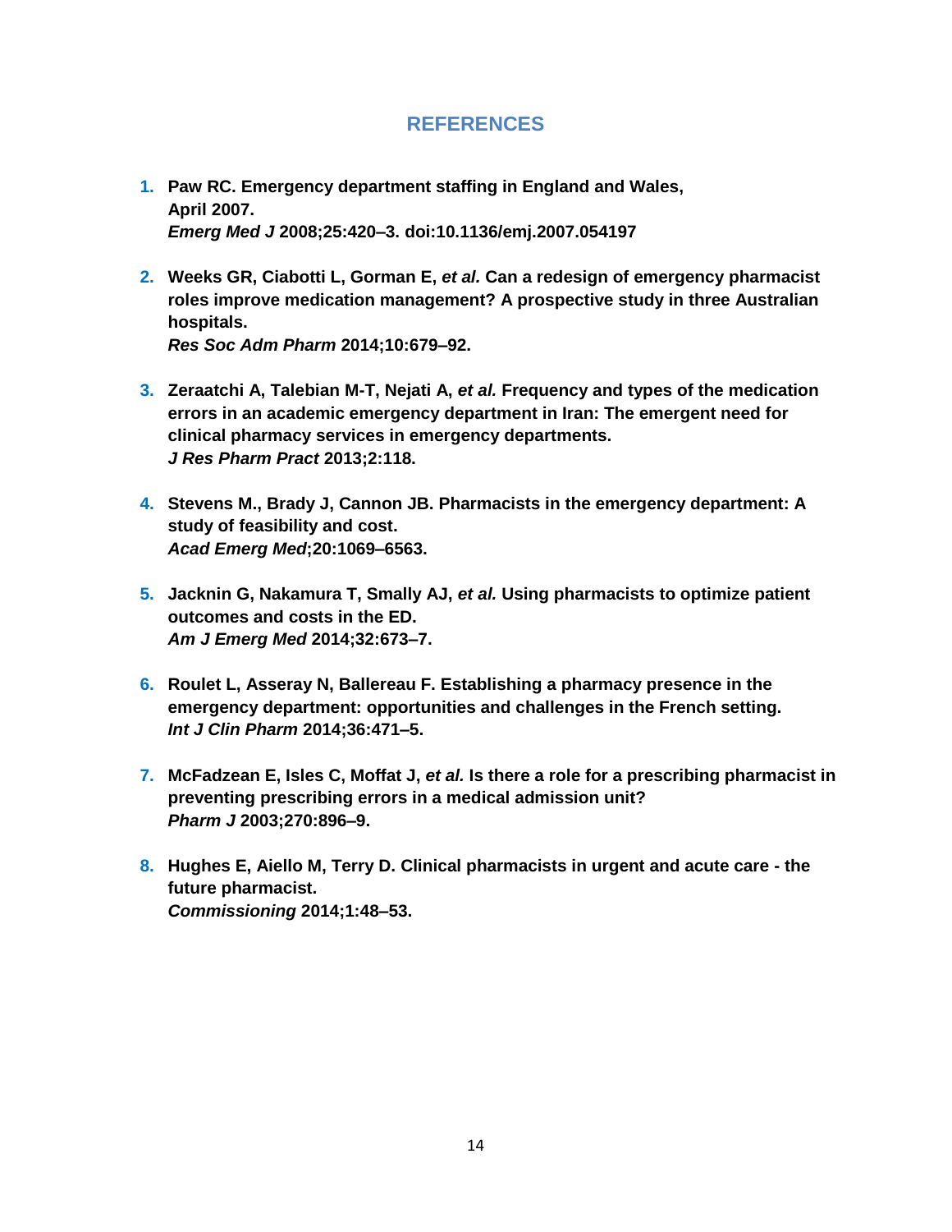## REFERENCES

1. **Paw RC. Emergency department staffing in England and Wales, April 2007.**
   ***Emerg Med J* 2008;25:420–3. doi:10.1136/emj.2007.054197**

2. **Weeks GR, Ciabotti L, Gorman E, *et al.* Can a redesign of emergency pharmacist roles improve medication management? A prospective study in three Australian hospitals.**
   ***Res Soc Adm Pharm* 2014;10:679–92.**

3. **Zeraatchi A, Talebian M-T, Nejati A, *et al.* Frequency and types of the medication errors in an academic emergency department in Iran: The emergent need for clinical pharmacy services in emergency departments.**
   ***J Res Pharm Pract* 2013;2:118.**

4. **Stevens M., Brady J, Cannon JB. Pharmacists in the emergency department: A study of feasibility and cost.**
   ***Acad Emerg Med*;20:1069–6563.**

5. **Jacknin G, Nakamura T, Smally AJ, *et al.* Using pharmacists to optimize patient outcomes and costs in the ED.**
   ***Am J Emerg Med* 2014;32:673–7.**

6. **Roulet L, Asseray N, Ballereau F. Establishing a pharmacy presence in the emergency department: opportunities and challenges in the French setting.**
   ***Int J Clin Pharm* 2014;36:471–5.**

7. **McFadzean E, Isles C, Moffat J, *et al.* Is there a role for a prescribing pharmacist in preventing prescribing errors in a medical admission unit?**
   ***Pharm J* 2003;270:896–9.**

8. **Hughes E, Aiello M, Terry D. Clinical pharmacists in urgent and acute care - the future pharmacist.**
   ***Commissioning* 2014;1:48–53.**